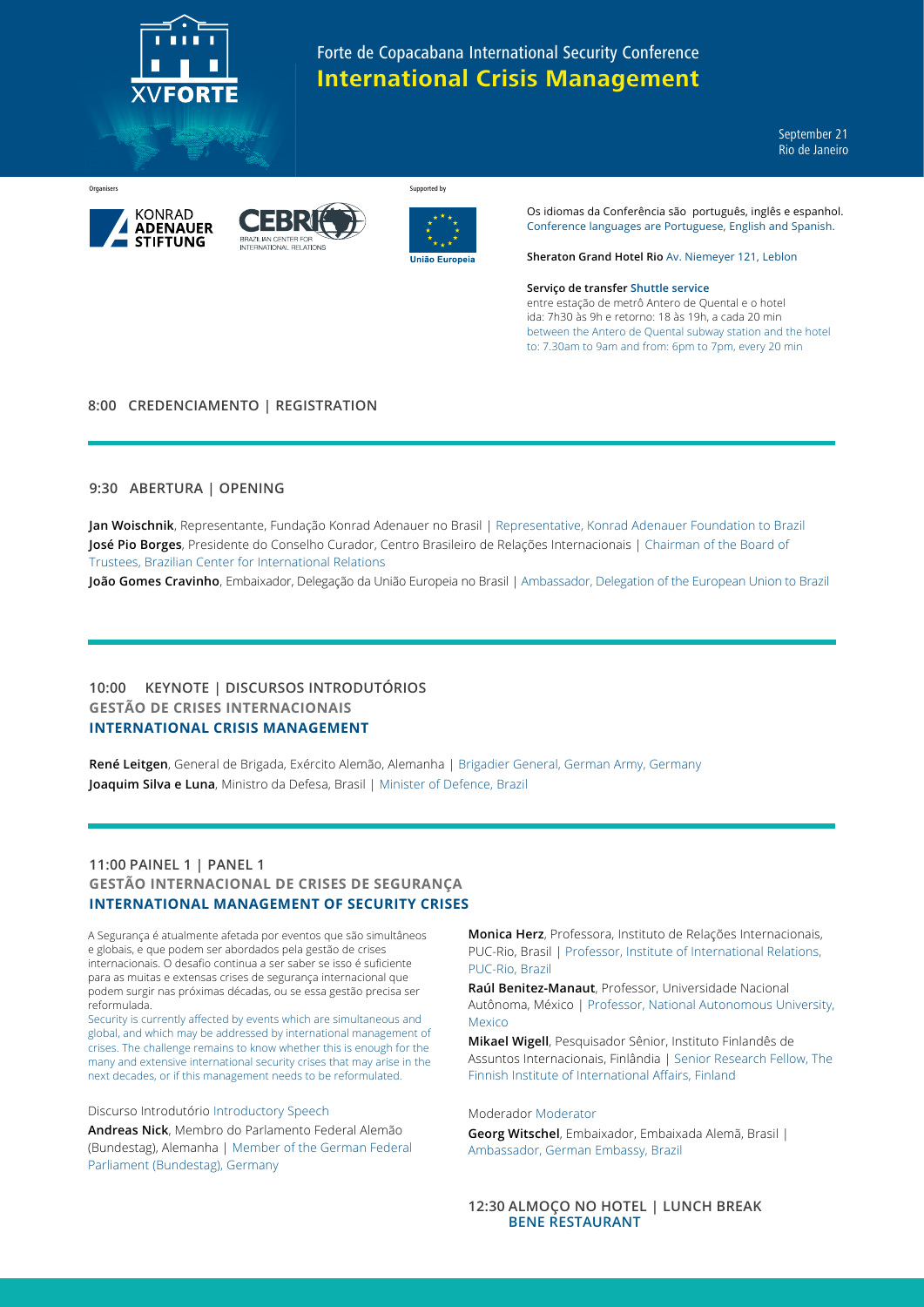XVFORTE

# Forte de Copacabana International Security Conference
# International Crisis Management

September 21
Rio de Janeiro

Organisers

KONRAD ADENAUER STIFTUNG

CEBRI BRAZILIAN CENTER FOR INTERNATIONAL RELATIONS

Supported by

União Europeia

Os idiomas da Conferência são português, inglês e espanhol.
Conference languages are Portuguese, English and Spanish.

**Sheraton Grand Hotel Rio** Av. Niemeyer 121, Leblon

**Serviço de transfer Shuttle service**
entre estação de metrô Antero de Quental e o hotel
ida: 7h30 às 9h e retorno: 18 às 19h, a cada 20 min
between the Antero de Quental subway station and the hotel
to: 7.30am to 9am and from: 6pm to 7pm, every 20 min

## 8:00 CREDENCIAMENTO | REGISTRATION

## 9:30 ABERTURA | OPENING

**Jan Woischnik**, Representante, Fundação Konrad Adenauer no Brasil | Representative, Konrad Adenauer Foundation to Brazil
**José Pio Borges**, Presidente do Conselho Curador, Centro Brasileiro de Relações Internacionais | Chairman of the Board of Trustees, Brazilian Center for International Relations
**João Gomes Cravinho**, Embaixador, Delegação da União Europeia no Brasil | Ambassador, Delegation of the European Union to Brazil

## 10:00 KEYNOTE | DISCURSOS INTRODUTÓRIOS
### GESTÃO DE CRISES INTERNACIONAIS
### INTERNATIONAL CRISIS MANAGEMENT

**René Leitgen**, General de Brigada, Exército Alemão, Alemanha | Brigadier General, German Army, Germany
**Joaquim Silva e Luna**, Ministro da Defesa, Brasil | Minister of Defence, Brazil

## 11:00 PAINEL 1 | PANEL 1
### GESTÃO INTERNACIONAL DE CRISES DE SEGURANÇA
### INTERNATIONAL MANAGEMENT OF SECURITY CRISES

A Segurança é atualmente afetada por eventos que são simultâneos e globais, e que podem ser abordados pela gestão de crises internacionais. O desafio continua a ser saber se isso é suficiente para as muitas e extensas crises de segurança internacional que podem surgir nas próximas décadas, ou se essa gestão precisa ser reformulada.
Security is currently affected by events which are simultaneous and global, and which may be addressed by international management of crises. The challenge remains to know whether this is enough for the many and extensive international security crises that may arise in the next decades, or if this management needs to be reformulated.

Discurso Introdutório Introductory Speech

**Andreas Nick**, Membro do Parlamento Federal Alemão (Bundestag), Alemanha | Member of the German Federal Parliament (Bundestag), Germany

**Monica Herz**, Professora, Instituto de Relações Internacionais, PUC-Rio, Brasil | Professor, Institute of International Relations, PUC-Rio, Brazil

**Raúl Benitez-Manaut**, Professor, Universidade Nacional Autônoma, México | Professor, National Autonomous University, Mexico

**Mikael Wigell**, Pesquisador Sênior, Instituto Finlandês de Assuntos Internacionais, Finlândia | Senior Research Fellow, The Finnish Institute of International Affairs, Finland

Moderador Moderator

**Georg Witschel**, Embaixador, Embaixada Alemã, Brasil | Ambassador, German Embassy, Brazil

## 12:30 ALMOÇO NO HOTEL | LUNCH BREAK
### BENE RESTAURANT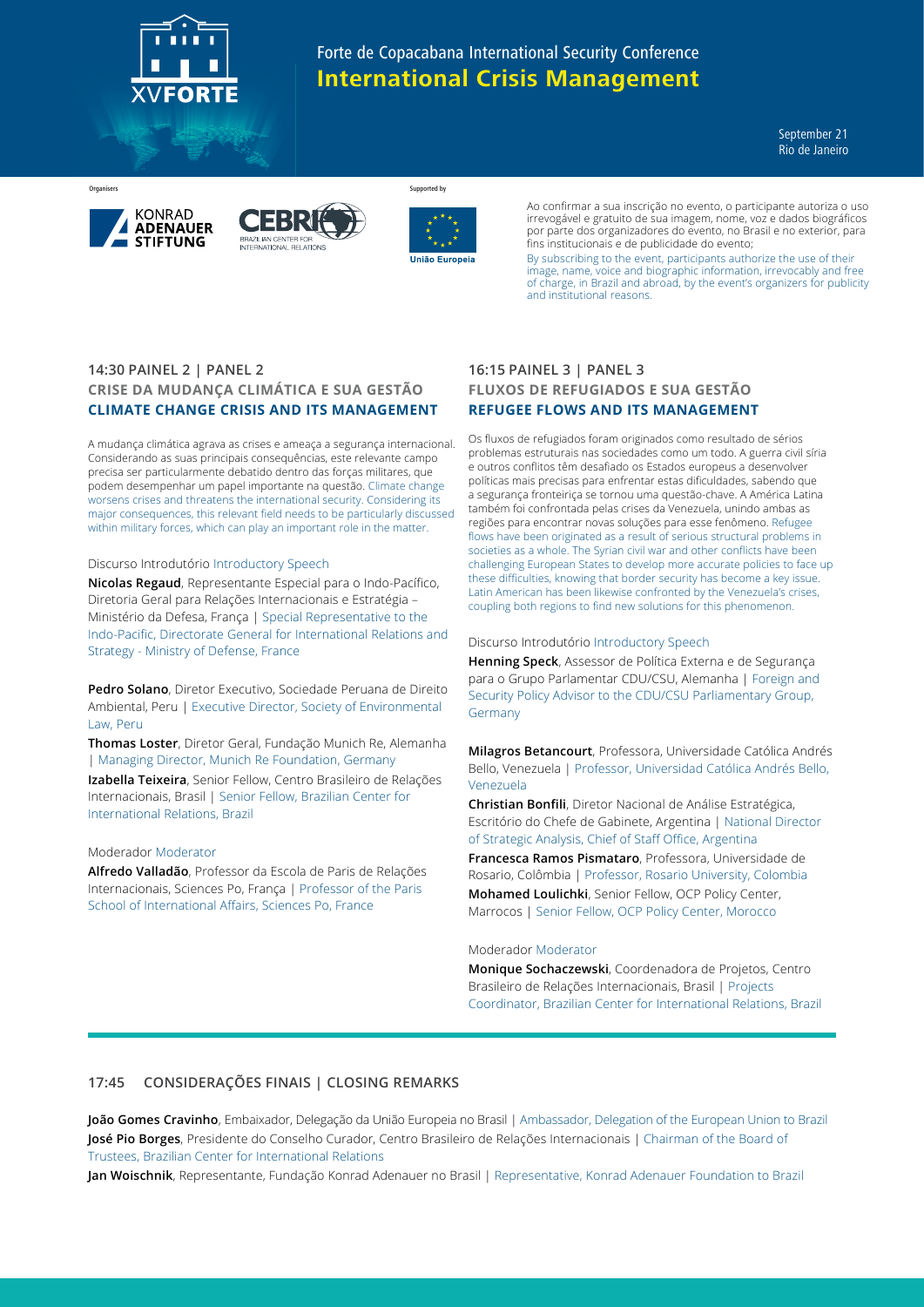XVFORTE

Forte de Copacabana International Security Conference
# International Crisis Management

September 21
Rio de Janeiro

Organisers

KONRAD ADENAUER STIFTUNG

CEBRI BRAZILIAN CENTER FOR INTERNATIONAL RELATIONS

Supported by

União Europeia

Ao confirmar a sua inscrição no evento, o participante autoriza o uso irrevogável e gratuito de sua imagem, nome, voz e dados biográficos por parte dos organizadores do evento, no Brasil e no exterior, para fins institucionais e de publicidade do evento;
By subscribing to the event, participants authorize the use of their image, name, voice and biographic information, irrevocably and free of charge, in Brazil and abroad, by the event's organizers for publicity and institutional reasons.

## 14:30 PAINEL 2 | PANEL 2
## CRISE DA MUDANÇA CLIMÁTICA E SUA GESTÃO
## CLIMATE CHANGE CRISIS AND ITS MANAGEMENT

A mudança climática agrava as crises e ameaça a segurança internacional. Considerando as suas principais consequências, este relevante campo precisa ser particularmente debatido dentro das forças militares, que podem desempenhar um papel importante na questão. Climate change worsens crises and threatens the international security. Considering its major consequences, this relevant field needs to be particularly discussed within military forces, which can play an important role in the matter.

Discurso Introdutório Introductory Speech

**Nicolas Regaud**, Representante Especial para o Indo-Pacífico, Diretoria Geral para Relações Internacionais e Estratégia – Ministério da Defesa, França | Special Representative to the Indo-Pacific, Directorate General for International Relations and Strategy - Ministry of Defense, France

**Pedro Solano**, Diretor Executivo, Sociedade Peruana de Direito Ambiental, Peru | Executive Director, Society of Environmental Law, Peru

**Thomas Loster**, Diretor Geral, Fundação Munich Re, Alemanha | Managing Director, Munich Re Foundation, Germany

**Izabella Teixeira**, Senior Fellow, Centro Brasileiro de Relações Internacionais, Brasil | Senior Fellow, Brazilian Center for International Relations, Brazil

Moderador Moderator

**Alfredo Valladão**, Professor da Escola de Paris de Relações Internacionais, Sciences Po, França | Professor of the Paris School of International Affairs, Sciences Po, France

## 16:15 PAINEL 3 | PANEL 3
## FLUXOS DE REFUGIADOS E SUA GESTÃO
## REFUGEE FLOWS AND ITS MANAGEMENT

Os fluxos de refugiados foram originados como resultado de sérios problemas estruturais nas sociedades como um todo. A guerra civil síria e outros conflitos têm desafiado os Estados europeus a desenvolver políticas mais precisas para enfrentar estas dificuldades, sabendo que a segurança fronteiriça se tornou uma questão-chave. A América Latina também foi confrontada pelas crises da Venezuela, unindo ambas as regiões para encontrar novas soluções para esse fenômeno. Refugee flows have been originated as a result of serious structural problems in societies as a whole. The Syrian civil war and other conflicts have been challenging European States to develop more accurate policies to face up these difficulties, knowing that border security has become a key issue. Latin American has been likewise confronted by the Venezuela's crises, coupling both regions to find new solutions for this phenomenon.

Discurso Introdutório Introductory Speech

**Henning Speck**, Assessor de Política Externa e de Segurança para o Grupo Parlamentar CDU/CSU, Alemanha | Foreign and Security Policy Advisor to the CDU/CSU Parliamentary Group, Germany

**Milagros Betancourt**, Professora, Universidade Católica Andrés Bello, Venezuela | Professor, Universidad Católica Andrés Bello, Venezuela

**Christian Bonfili**, Diretor Nacional de Análise Estratégica, Escritório do Chefe de Gabinete, Argentina | National Director of Strategic Analysis, Chief of Staff Office, Argentina

**Francesca Ramos Pismataro**, Professora, Universidade de Rosario, Colômbia | Professor, Rosario University, Colombia

**Mohamed Loulichki**, Senior Fellow, OCP Policy Center, Marrocos | Senior Fellow, OCP Policy Center, Morocco

Moderador Moderator

**Monique Sochaczewski**, Coordenadora de Projetos, Centro Brasileiro de Relações Internacionais, Brasil | Projects Coordinator, Brazilian Center for International Relations, Brazil

## 17:45 CONSIDERAÇÕES FINAIS | CLOSING REMARKS

**João Gomes Cravinho**, Embaixador, Delegação da União Europeia no Brasil | Ambassador, Delegation of the European Union to Brazil

**José Pio Borges**, Presidente do Conselho Curador, Centro Brasileiro de Relações Internacionais | Chairman of the Board of Trustees, Brazilian Center for International Relations

**Jan Woischnik**, Representante, Fundação Konrad Adenauer no Brasil | Representative, Konrad Adenauer Foundation to Brazil